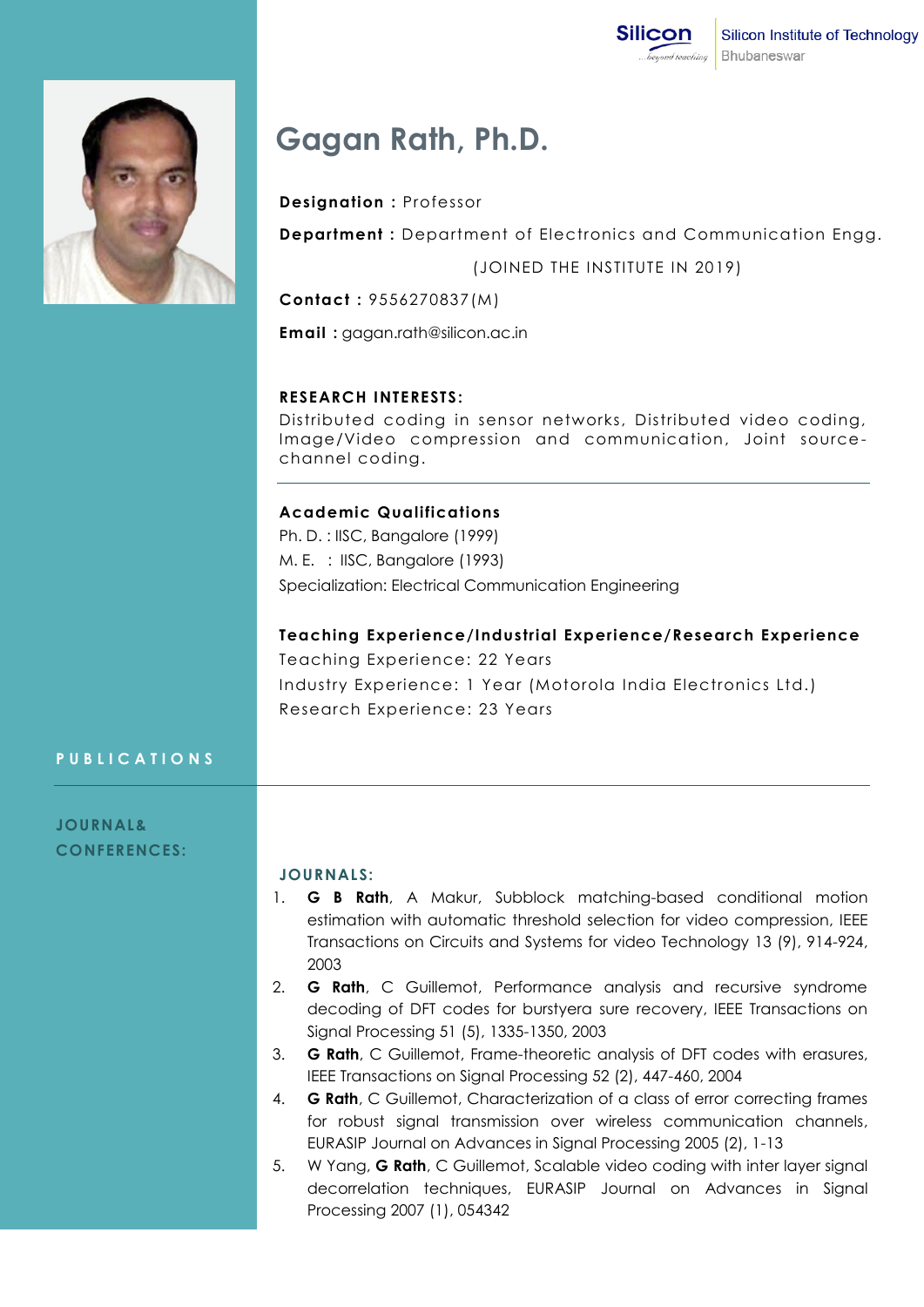Silicon Institute of Technology
Bhubaneswar

# Gagan Rath, Ph.D.

**Designation :** Professor

**Department :** Department of Electronics and Communication Engg.

(JOINED THE INSTITUTE IN 2019)

**Contact :** 9556270837(M)

**Email :** gagan.rath@silicon.ac.in

**RESEARCH INTERESTS:**

Distributed coding in sensor networks, Distributed video coding, Image/Video compression and communication, Joint source-channel coding.

**Academic Qualifications**

Ph. D. : IISC, Bangalore (1999)

M. E. : IISC, Bangalore (1993)

Specialization: Electrical Communication Engineering

**Teaching Experience/Industrial Experience/Research Experience**

Teaching Experience: 22 Years

Industry Experience: 1 Year (Motorola India Electronics Ltd.)

Research Experience: 23 Years

## PUBLICATIONS

### JOURNAL& CONFERENCES:

**JOURNALS:**

1. **G B Rath**, A Makur, Subblock matching-based conditional motion estimation with automatic threshold selection for video compression, IEEE Transactions on Circuits and Systems for video Technology 13 (9), 914-924, 2003
2. **G Rath**, C Guillemot, Performance analysis and recursive syndrome decoding of DFT codes for burstyera sure recovery, IEEE Transactions on Signal Processing 51 (5), 1335-1350, 2003
3. **G Rath**, C Guillemot, Frame-theoretic analysis of DFT codes with erasures, IEEE Transactions on Signal Processing 52 (2), 447-460, 2004
4. **G Rath**, C Guillemot, Characterization of a class of error correcting frames for robust signal transmission over wireless communication channels, EURASIP Journal on Advances in Signal Processing 2005 (2), 1-13
5. W Yang, **G Rath**, C Guillemot, Scalable video coding with inter layer signal decorrelation techniques, EURASIP Journal on Advances in Signal Processing 2007 (1), 054342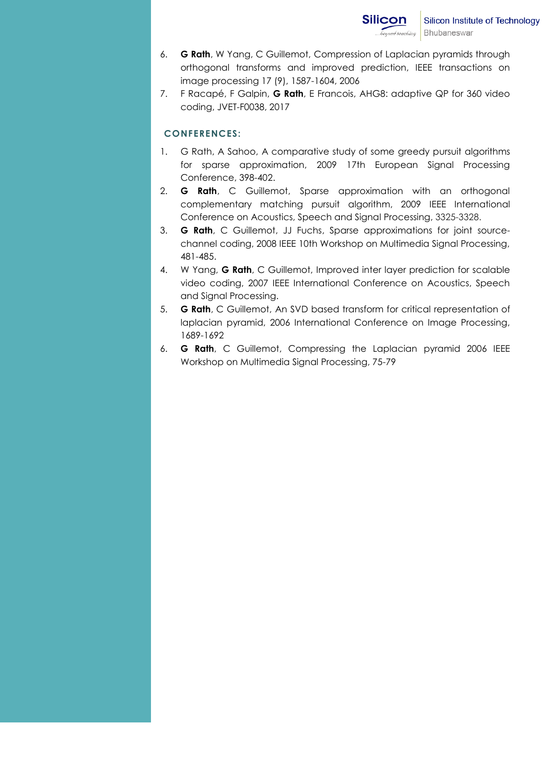6. **G Rath**, W Yang, C Guillemot, Compression of Laplacian pyramids through orthogonal transforms and improved prediction, IEEE transactions on image processing 17 (9), 1587-1604, 2006
7. F Racapé, F Galpin, **G Rath**, E Francois, AHG8: adaptive QP for 360 video coding, JVET-F0038, 2017

### CONFERENCES:

1. G Rath, A Sahoo, A comparative study of some greedy pursuit algorithms for sparse approximation, 2009 17th European Signal Processing Conference, 398-402.
2. **G Rath**, C Guillemot, Sparse approximation with an orthogonal complementary matching pursuit algorithm, 2009 IEEE International Conference on Acoustics, Speech and Signal Processing, 3325-3328.
3. **G Rath**, C Guillemot, JJ Fuchs, Sparse approximations for joint source-channel coding, 2008 IEEE 10th Workshop on Multimedia Signal Processing, 481-485.
4. W Yang, **G Rath**, C Guillemot, Improved inter layer prediction for scalable video coding, 2007 IEEE International Conference on Acoustics, Speech and Signal Processing.
5. **G Rath**, C Guillemot, An SVD based transform for critical representation of laplacian pyramid, 2006 International Conference on Image Processing, 1689-1692
6. **G Rath**, C Guillemot, Compressing the Laplacian pyramid 2006 IEEE Workshop on Multimedia Signal Processing, 75-79